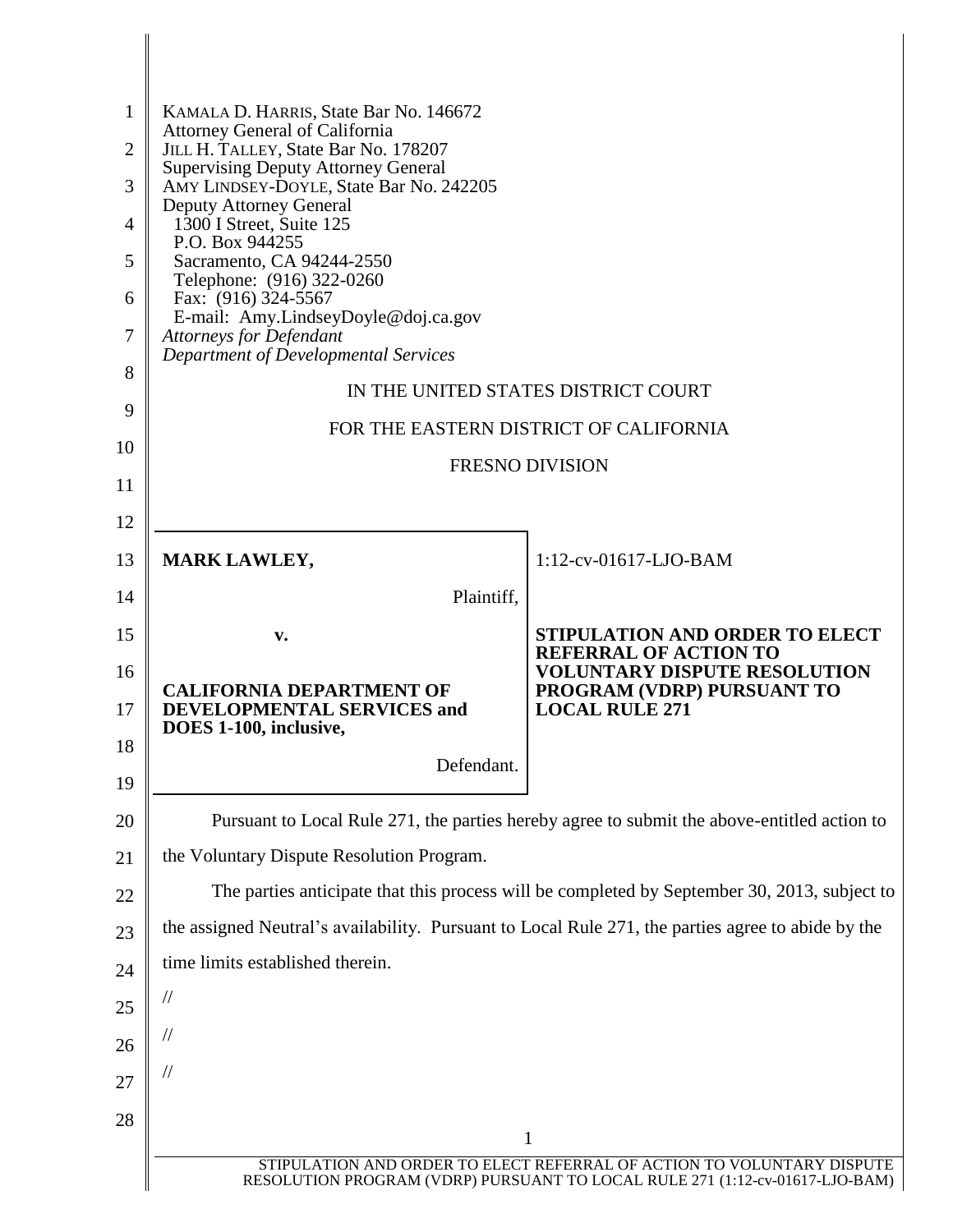KAMALA D. HARRIS, State Bar No. 146672
Attorney General of California
JILL H. TALLEY, State Bar No. 178207
Supervising Deputy Attorney General
AMY LINDSEY-DOYLE, State Bar No. 242205
Deputy Attorney General
1300 I Street, Suite 125
P.O. Box 944255
Sacramento, CA 94244-2550
Telephone: (916) 322-0260
Fax: (916) 324-5567
E-mail: Amy.LindseyDoyle@doj.ca.gov
*Attorneys for Defendant*
*Department of Developmental Services*

IN THE UNITED STATES DISTRICT COURT

FOR THE EASTERN DISTRICT OF CALIFORNIA

FRESNO DIVISION

| | |
|---|---|
| **MARK LAWLEY,** Plaintiff, **v.** **CALIFORNIA DEPARTMENT OF DEVELOPMENTAL SERVICES and DOES 1-100, inclusive,** Defendant. | 1:12-cv-01617-LJO-BAM **STIPULATION AND ORDER TO ELECT REFERRAL OF ACTION TO VOLUNTARY DISPUTE RESOLUTION PROGRAM (VDRP) PURSUANT TO LOCAL RULE 271** |

Pursuant to Local Rule 271, the parties hereby agree to submit the above-entitled action to the Voluntary Dispute Resolution Program.

The parties anticipate that this process will be completed by September 30, 2013, subject to the assigned Neutral's availability. Pursuant to Local Rule 271, the parties agree to abide by the time limits established therein.

//

//

//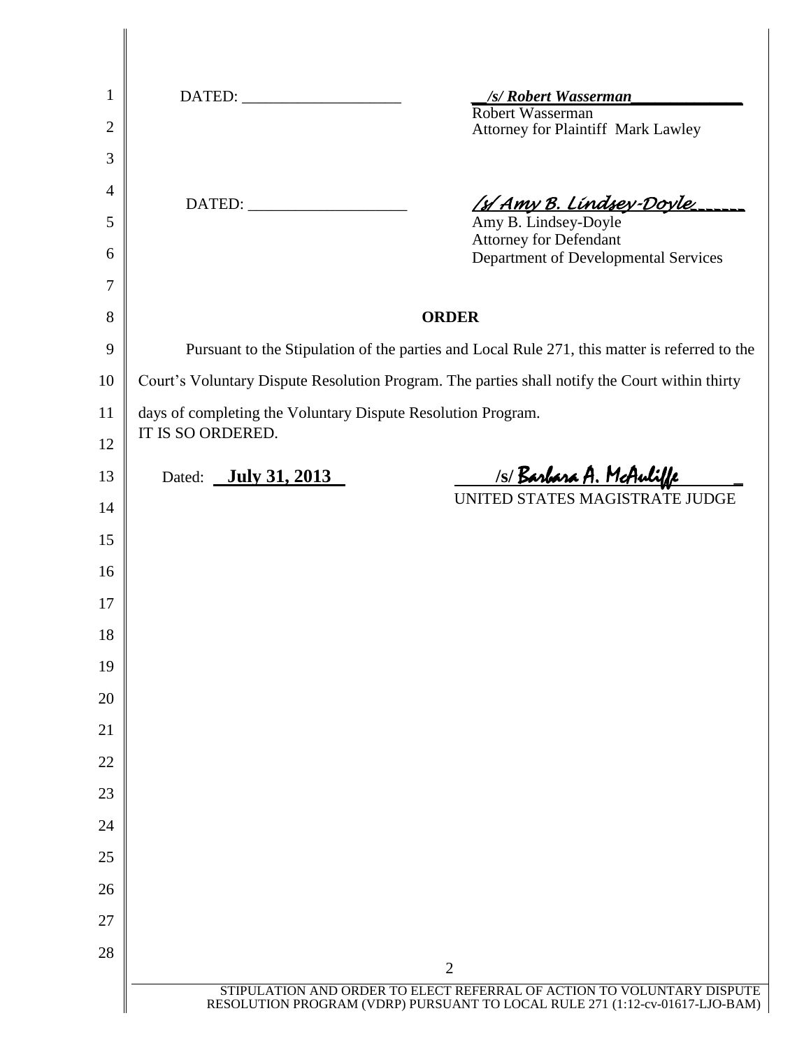DATED: ____________________ __/s/ Robert Wasserman______________

Robert Wasserman
Attorney for Plaintiff Mark Lawley

DATED: ____________________ /s/ Amy B. Lindsey-Doyle______

Amy B. Lindsey-Doyle
Attorney for Defendant
Department of Developmental Services

**ORDER**

Pursuant to the Stipulation of the parties and Local Rule 271, this matter is referred to the Court's Voluntary Dispute Resolution Program. The parties shall notify the Court within thirty days of completing the Voluntary Dispute Resolution Program.

IT IS SO ORDERED.

Dated: **July 31, 2013**

/s/ Barbara A. McAuliffe
UNITED STATES MAGISTRATE JUDGE

STIPULATION AND ORDER TO ELECT REFERRAL OF ACTION TO VOLUNTARY DISPUTE RESOLUTION PROGRAM (VDRP) PURSUANT TO LOCAL RULE 271 (1:12-cv-01617-LJO-BAM)